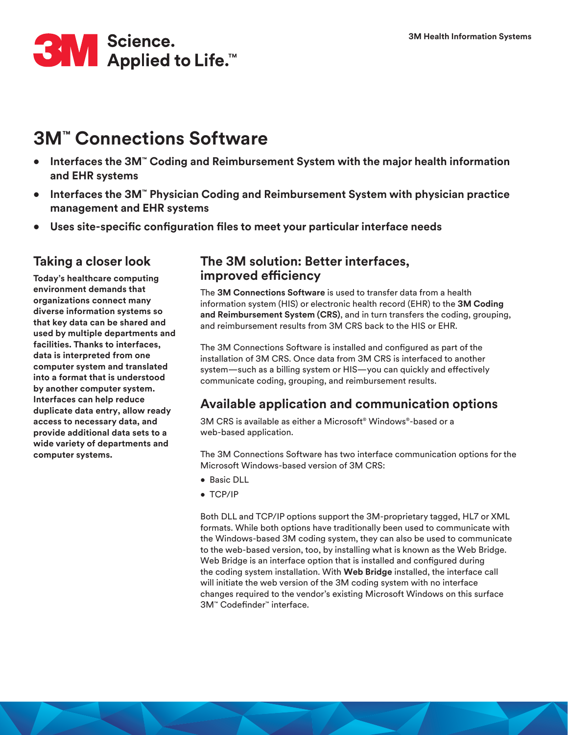3M Health Information Systems

**3M Science. Applied to Life.™**

# 3M™ Connections Software

- **Interfaces the 3M™ Coding and Reimbursement System with the major health information and EHR systems**
- **Interfaces the 3M™ Physician Coding and Reimbursement System with physician practice management and EHR systems**
- **Uses site-specific configuration files to meet your particular interface needs**

## Taking a closer look

**Today's healthcare computing environment demands that organizations connect many diverse information systems so that key data can be shared and used by multiple departments and facilities. Thanks to interfaces, data is interpreted from one computer system and translated into a format that is understood by another computer system. Interfaces can help reduce duplicate data entry, allow ready access to necessary data, and provide additional data sets to a wide variety of departments and computer systems.**

## The 3M solution: Better interfaces, improved efficiency

The **3M Connections Software** is used to transfer data from a health information system (HIS) or electronic health record (EHR) to the **3M Coding and Reimbursement System (CRS)**, and in turn transfers the coding, grouping, and reimbursement results from 3M CRS back to the HIS or EHR.

The 3M Connections Software is installed and configured as part of the installation of 3M CRS. Once data from 3M CRS is interfaced to another system—such as a billing system or HIS—you can quickly and effectively communicate coding, grouping, and reimbursement results.

## Available application and communication options

3M CRS is available as either a Microsoft® Windows®-based or a web-based application.

The 3M Connections Software has two interface communication options for the Microsoft Windows-based version of 3M CRS:

- Basic DLL
- TCP/IP

Both DLL and TCP/IP options support the 3M-proprietary tagged, HL7 or XML formats. While both options have traditionally been used to communicate with the Windows-based 3M coding system, they can also be used to communicate to the web-based version, too, by installing what is known as the Web Bridge. Web Bridge is an interface option that is installed and configured during the coding system installation. With **Web Bridge** installed, the interface call will initiate the web version of the 3M coding system with no interface changes required to the vendor's existing Microsoft Windows on this surface 3M™ Codefinder™ interface.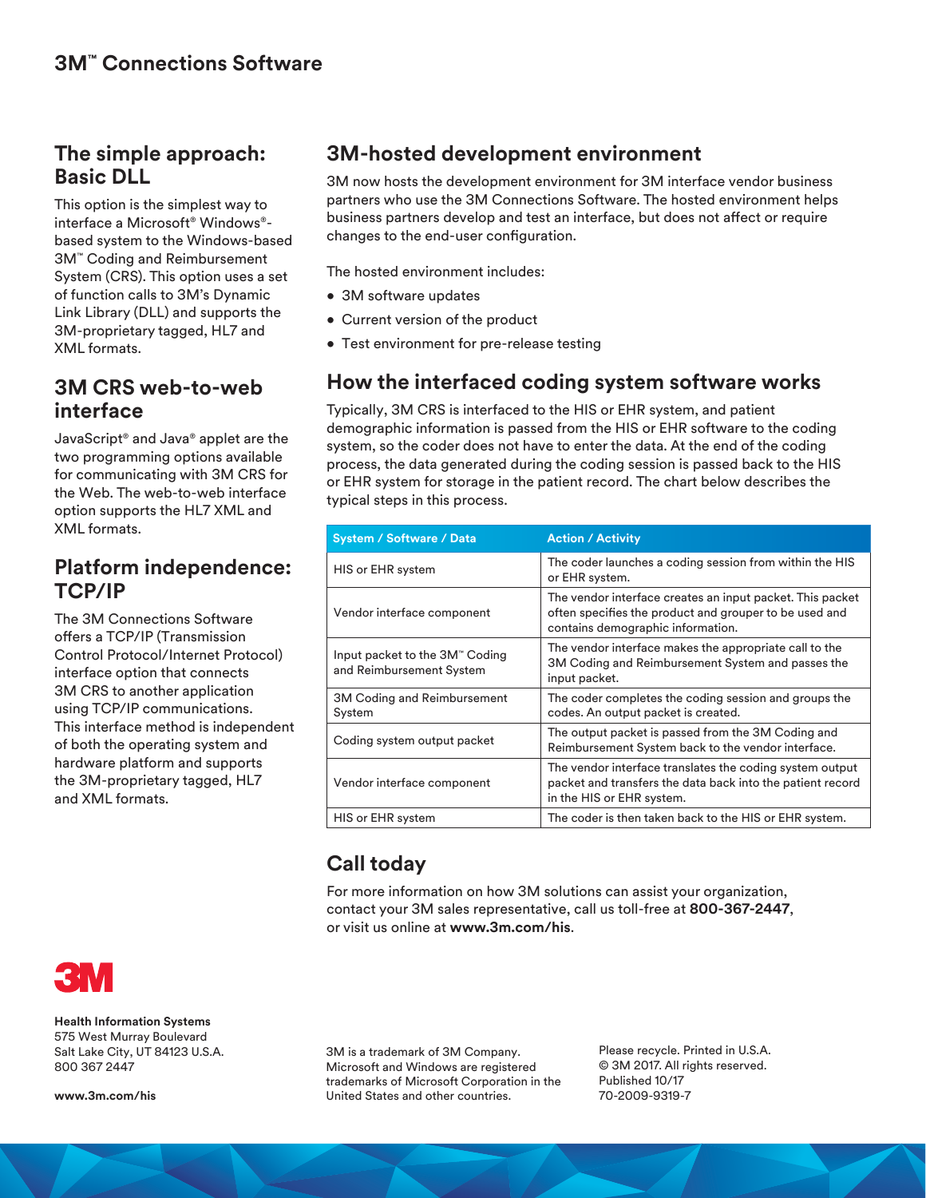# 3M™ Connections Software

## The simple approach: Basic DLL

This option is the simplest way to interface a Microsoft® Windows®-based system to the Windows-based 3M™ Coding and Reimbursement System (CRS). This option uses a set of function calls to 3M's Dynamic Link Library (DLL) and supports the 3M-proprietary tagged, HL7 and XML formats.

## 3M CRS web-to-web interface

JavaScript® and Java® applet are the two programming options available for communicating with 3M CRS for the Web. The web-to-web interface option supports the HL7 XML and XML formats.

## Platform independence: TCP/IP

The 3M Connections Software offers a TCP/IP (Transmission Control Protocol/Internet Protocol) interface option that connects 3M CRS to another application using TCP/IP communications. This interface method is independent of both the operating system and hardware platform and supports the 3M-proprietary tagged, HL7 and XML formats.

## 3M-hosted development environment

3M now hosts the development environment for 3M interface vendor business partners who use the 3M Connections Software. The hosted environment helps business partners develop and test an interface, but does not affect or require changes to the end-user configuration.

The hosted environment includes:

- 3M software updates
- Current version of the product
- Test environment for pre-release testing

## How the interfaced coding system software works

Typically, 3M CRS is interfaced to the HIS or EHR system, and patient demographic information is passed from the HIS or EHR software to the coding system, so the coder does not have to enter the data. At the end of the coding process, the data generated during the coding session is passed back to the HIS or EHR system for storage in the patient record. The chart below describes the typical steps in this process.

| System / Software / Data | Action / Activity |
|---|---|
| HIS or EHR system | The coder launches a coding session from within the HIS or EHR system. |
| Vendor interface component | The vendor interface creates an input packet. This packet often specifies the product and grouper to be used and contains demographic information. |
| Input packet to the 3M™ Coding and Reimbursement System | The vendor interface makes the appropriate call to the 3M Coding and Reimbursement System and passes the input packet. |
| 3M Coding and Reimbursement System | The coder completes the coding session and groups the codes. An output packet is created. |
| Coding system output packet | The output packet is passed from the 3M Coding and Reimbursement System back to the vendor interface. |
| Vendor interface component | The vendor interface translates the coding system output packet and transfers the data back into the patient record in the HIS or EHR system. |
| HIS or EHR system | The coder is then taken back to the HIS or EHR system. |

## Call today

For more information on how 3M solutions can assist your organization, contact your 3M sales representative, call us toll-free at **800-367-2447**, or visit us online at **www.3m.com/his**.

3M

**Health Information Systems**
575 West Murray Boulevard
Salt Lake City, UT 84123 U.S.A.
800 367 2447

**www.3m.com/his**

3M is a trademark of 3M Company. Microsoft and Windows are registered trademarks of Microsoft Corporation in the United States and other countries.

Please recycle. Printed in U.S.A.
© 3M 2017. All rights reserved.
Published 10/17
70-2009-9319-7